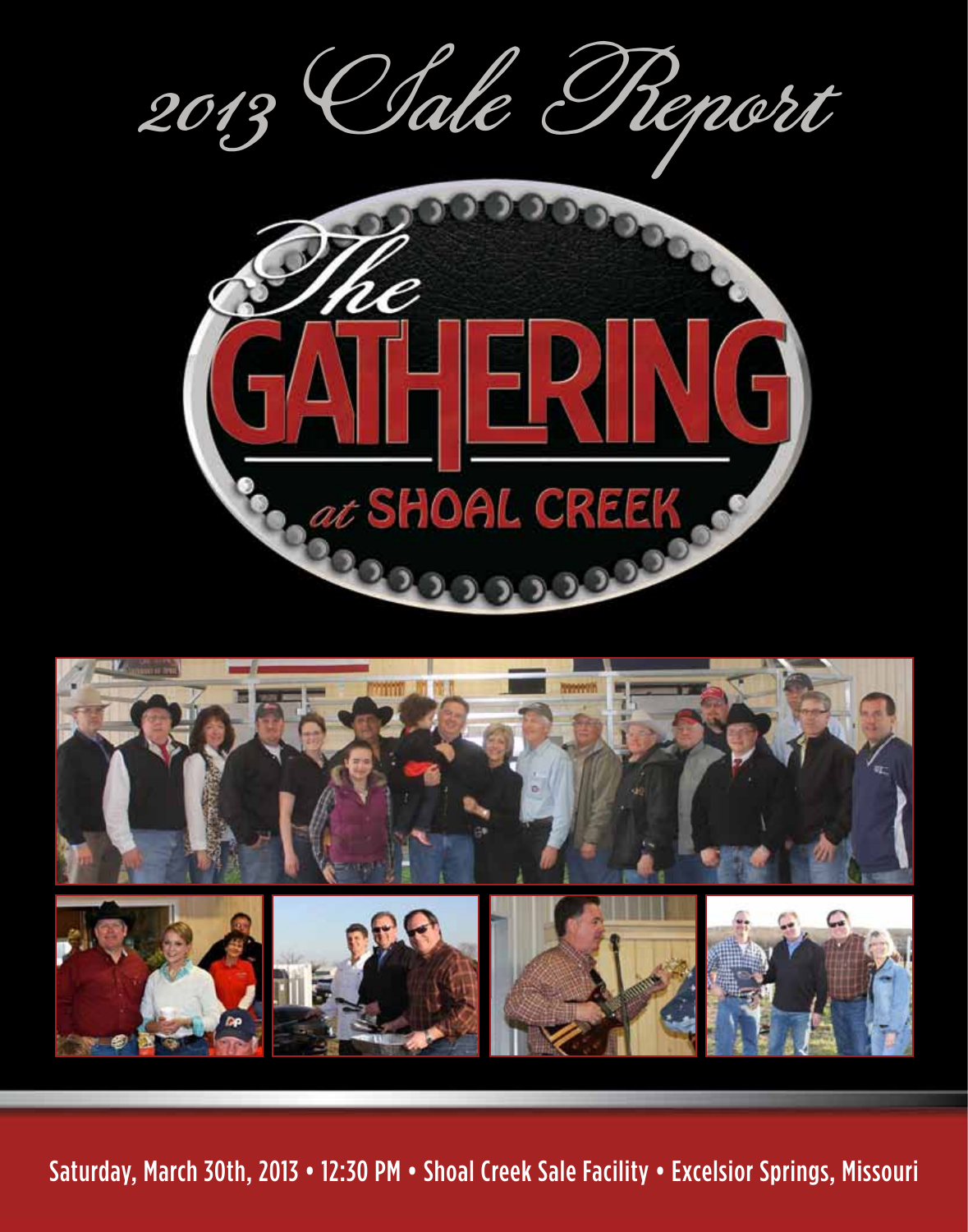# 2013 Sale Report

## The GATHERING at SHOAL CREEK

Saturday, March 30th, 2013 • 12:30 PM • Shoal Creek Sale Facility • Excelsior Springs, Missouri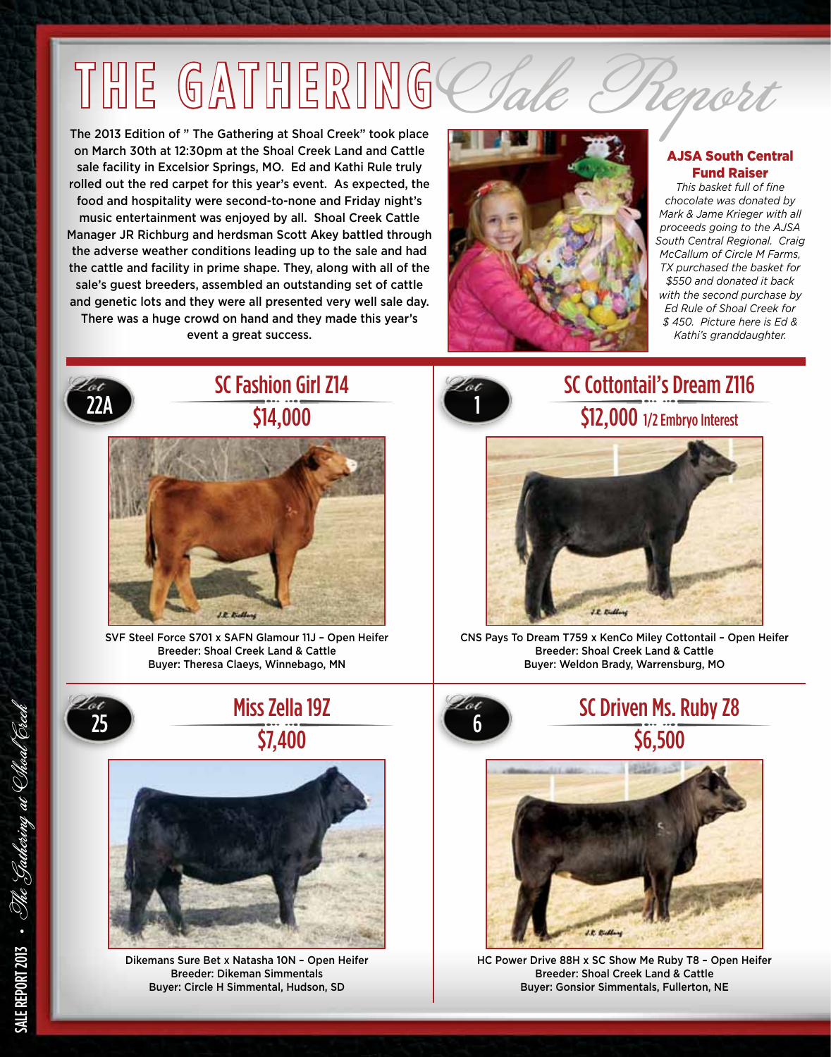# THE GATHERING *Sale Report*

The 2013 Edition of " The Gathering at Shoal Creek" took place on March 30th at 12:30pm at the Shoal Creek Land and Cattle sale facility in Excelsior Springs, MO. Ed and Kathi Rule truly rolled out the red carpet for this year's event. As expected, the food and hospitality were second-to-none and Friday night's music entertainment was enjoyed by all. Shoal Creek Cattle Manager JR Richburg and herdsman Scott Akey battled through the adverse weather conditions leading up to the sale and had the cattle and facility in prime shape. They, along with all of the sale's guest breeders, assembled an outstanding set of cattle and genetic lots and they were all presented very well sale day. There was a huge crowd on hand and they made this year's event a great success.

### AJSA South Central Fund Raiser

*This basket full of fine chocolate was donated by Mark & Jame Krieger with all proceeds going to the AJSA South Central Regional. Craig McCallum of Circle M Farms, TX purchased the basket for $550 and donated it back with the second purchase by Ed Rule of Shoal Creek for $ 450. Picture here is Ed & Kathi's granddaughter.*

## Lot 22A

### SC Fashion Girl Z14

**$14,000**

SVF Steel Force S701 x SAFN Glamour 11J – Open Heifer
Breeder: Shoal Creek Land & Cattle
Buyer: Theresa Claeys, Winnebago, MN

## Lot 1

### SC Cottontail's Dream Z116

**$12,000** 1/2 Embryo Interest

CNS Pays To Dream T759 x KenCo Miley Cottontail – Open Heifer
Breeder: Shoal Creek Land & Cattle
Buyer: Weldon Brady, Warrensburg, MO

## Lot 25

### Miss Zella 19Z

**$7,400**

Dikemans Sure Bet x Natasha 10N – Open Heifer
Breeder: Dikeman Simmentals
Buyer: Circle H Simmental, Hudson, SD

## Lot 6

### SC Driven Ms. Ruby Z8

**$6,500**

HC Power Drive 88H x SC Show Me Ruby T8 – Open Heifer
Breeder: Shoal Creek Land & Cattle
Buyer: Gonsior Simmentals, Fullerton, NE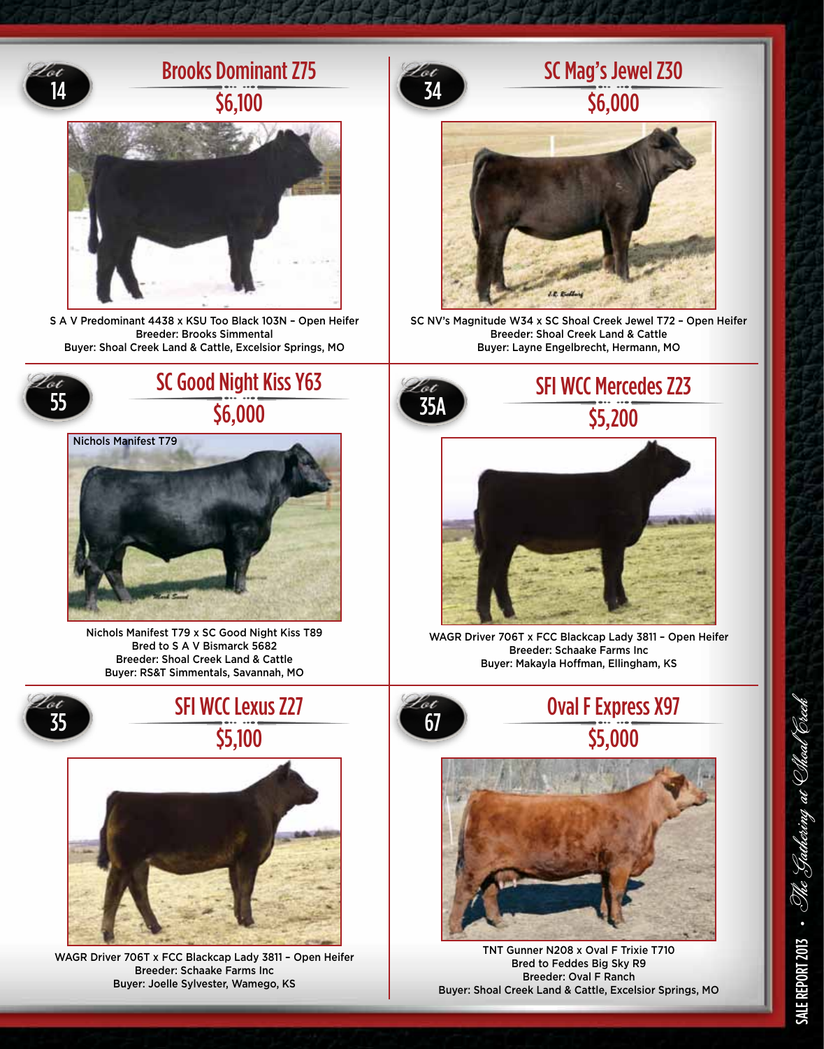## Lot 14 — Brooks Dominant Z75

### $6,100

S A V Predominant 4438 x KSU Too Black 103N – Open Heifer
Breeder: Brooks Simmental
Buyer: Shoal Creek Land & Cattle, Excelsior Springs, MO

## Lot 34 — SC Mag's Jewel Z30

### $6,000

SC NV's Magnitude W34 x SC Shoal Creek Jewel T72 – Open Heifer
Breeder: Shoal Creek Land & Cattle
Buyer: Layne Engelbrecht, Hermann, MO

## Lot 55 — SC Good Night Kiss Y63

### $6,000

Nichols Manifest T79

Nichols Manifest T79 x SC Good Night Kiss T89
Bred to S A V Bismarck 5682
Breeder: Shoal Creek Land & Cattle
Buyer: RS&T Simmentals, Savannah, MO

## Lot 35A — SFI WCC Mercedes Z23

### $5,200

WAGR Driver 706T x FCC Blackcap Lady 3811 – Open Heifer
Breeder: Schaake Farms Inc
Buyer: Makayla Hoffman, Ellingham, KS

## Lot 35 — SFI WCC Lexus Z27

### $5,100

WAGR Driver 706T x FCC Blackcap Lady 3811 – Open Heifer
Breeder: Schaake Farms Inc
Buyer: Joelle Sylvester, Wamego, KS

## Lot 67 — Oval F Express X97

### $5,000

TNT Gunner N208 x Oval F Trixie T710
Bred to Feddes Big Sky R9
Breeder: Oval F Ranch
Buyer: Shoal Creek Land & Cattle, Excelsior Springs, MO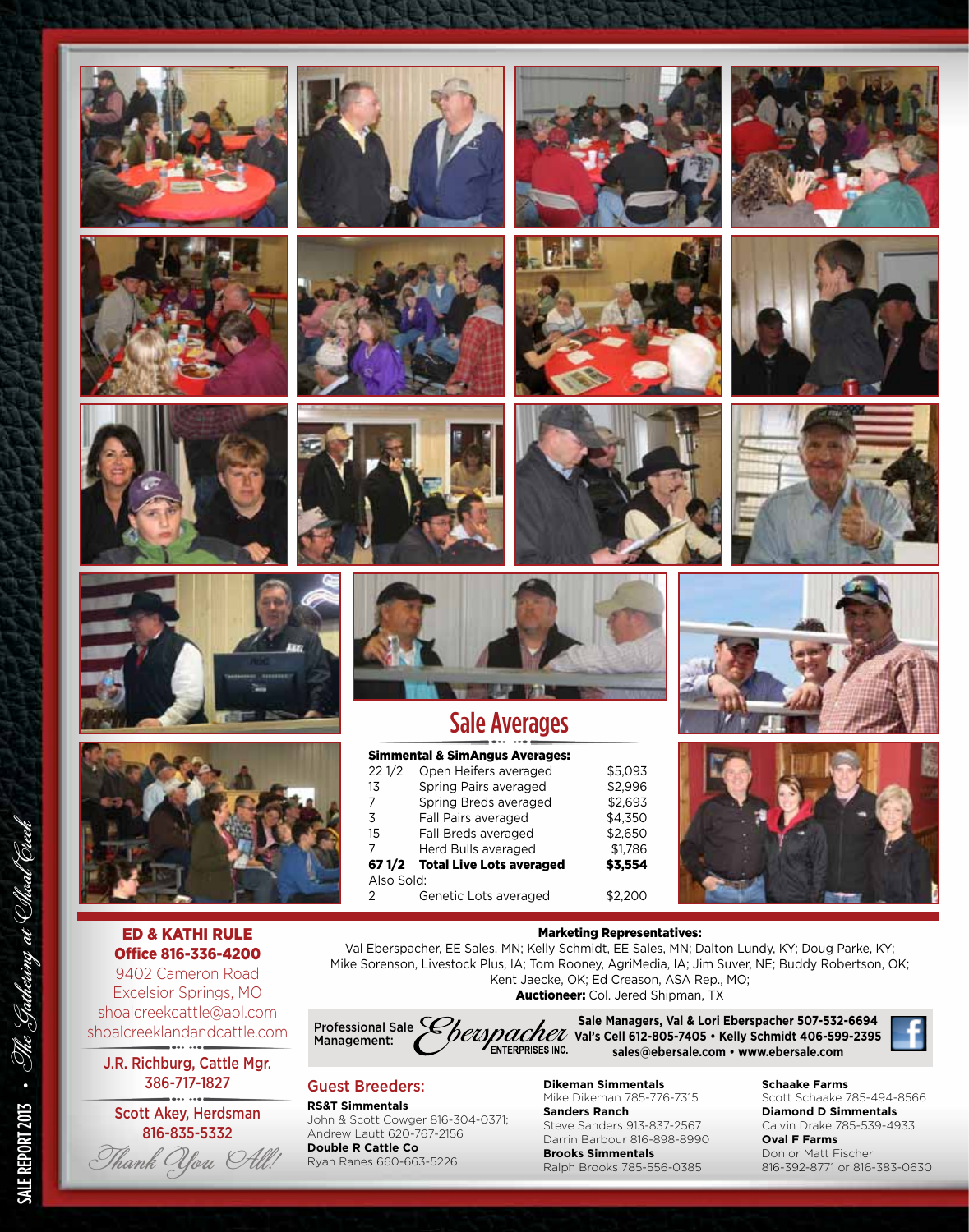## Sale Averages

| | | |
|---|---|---|
| **Simmental & SimAngus Averages:** | | |
| 22 1/2 | Open Heifers averaged | $5,093 |
| 13 | Spring Pairs averaged | $2,996 |
| 7 | Spring Breds averaged | $2,693 |
| 3 | Fall Pairs averaged | $4,350 |
| 15 | Fall Breds averaged | $2,650 |
| 7 | Herd Bulls averaged | $1,786 |
| **67 1/2** | **Total Live Lots averaged** | **$3,554** |
| Also Sold: | | |
| 2 | Genetic Lots averaged | $2,200 |

**ED & KATHI RULE**
**Office 816-336-4200**
9402 Cameron Road
Excelsior Springs, MO
shoalcreekcattle@aol.com
shoalcreeklandandcattle.com

J.R. Richburg, Cattle Mgr.
386-717-1827

Scott Akey, Herdsman
816-835-5332

*Thank You All!*

**Marketing Representatives:**
Val Eberspacher, EE Sales, MN; Kelly Schmidt, EE Sales, MN; Dalton Lundy, KY; Doug Parke, KY; Mike Sorenson, Livestock Plus, IA; Tom Rooney, AgriMedia, IA; Jim Suver, NE; Buddy Robertson, OK; Kent Jaecke, OK; Ed Creason, ASA Rep., MO;
**Auctioneer:** Col. Jered Shipman, TX

Professional Sale Management: Eberspacher Enterprises Inc.
Sale Managers, Val & Lori Eberspacher 507-532-6694
Val's Cell 612-805-7405 • Kelly Schmidt 406-599-2395
sales@ebersale.com • www.ebersale.com

### Guest Breeders:

**RS&T Simmentals**
John & Scott Cowger 816-304-0371;
Andrew Lautt 620-767-2156

**Double R Cattle Co**
Ryan Ranes 660-663-5226

**Dikeman Simmentals**
Mike Dikeman 785-776-7315

**Sanders Ranch**
Steve Sanders 913-837-2567
Darrin Barbour 816-898-8990

**Brooks Simmentals**
Ralph Brooks 785-556-0385

**Schaake Farms**
Scott Schaake 785-494-8566

**Diamond D Simmentals**
Calvin Drake 785-539-4933

**Oval F Farms**
Don or Matt Fischer
816-392-8771 or 816-383-0630